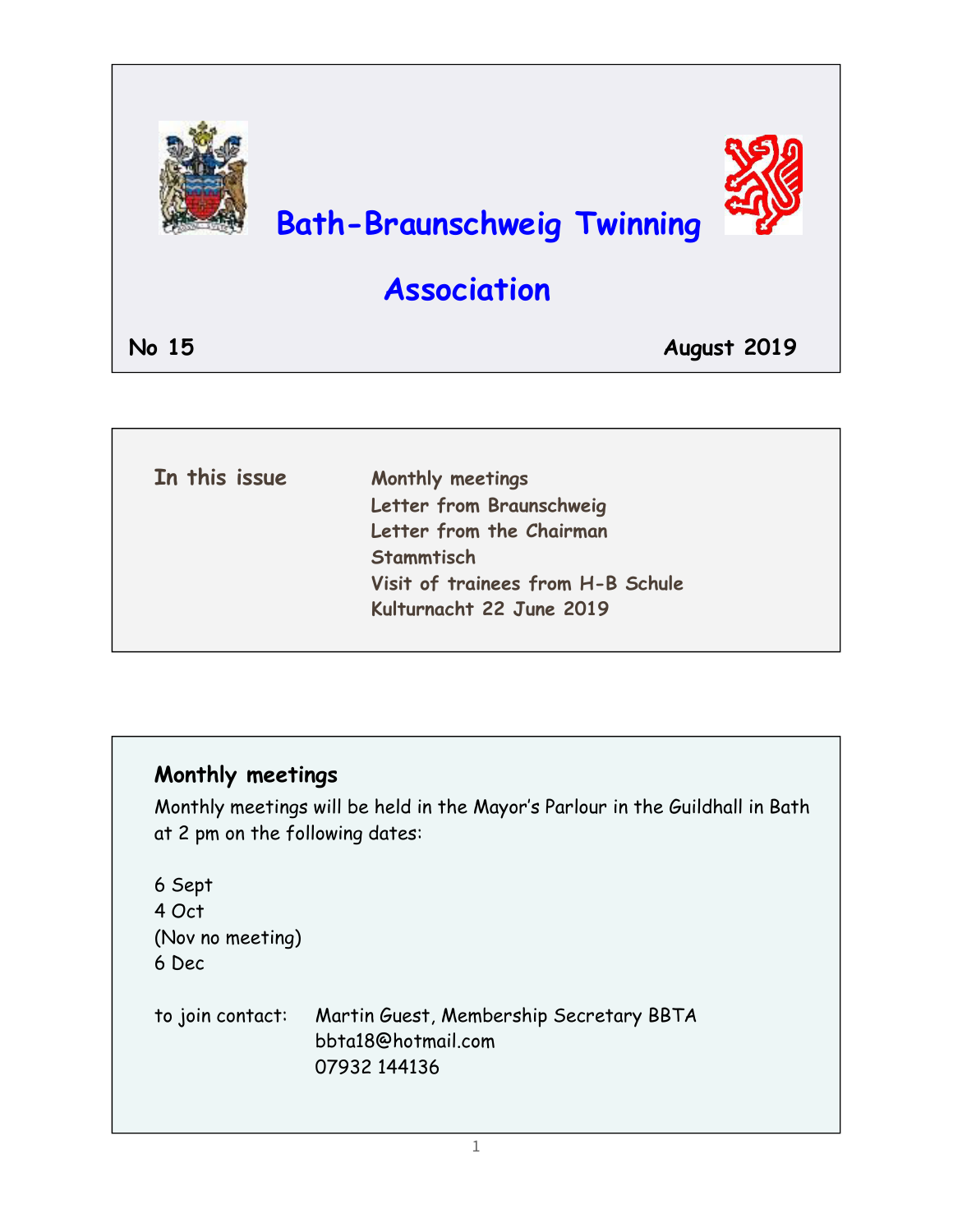# Bath-Braunschweig Twinning Association

**No 15** **August 2019**

**In this issue**

- Monthly meetings
- Letter from Braunschweig
- Letter from the Chairman
- Stammtisch
- Visit of trainees from H-B Schule
- Kulturnacht 22 June 2019

## Monthly meetings

Monthly meetings will be held in the Mayor's Parlour in the Guildhall in Bath at 2 pm on the following dates:

6 Sept
4 Oct
(Nov no meeting)
6 Dec

to join contact: Martin Guest, Membership Secretary BBTA
bbta18@hotmail.com
07932 144136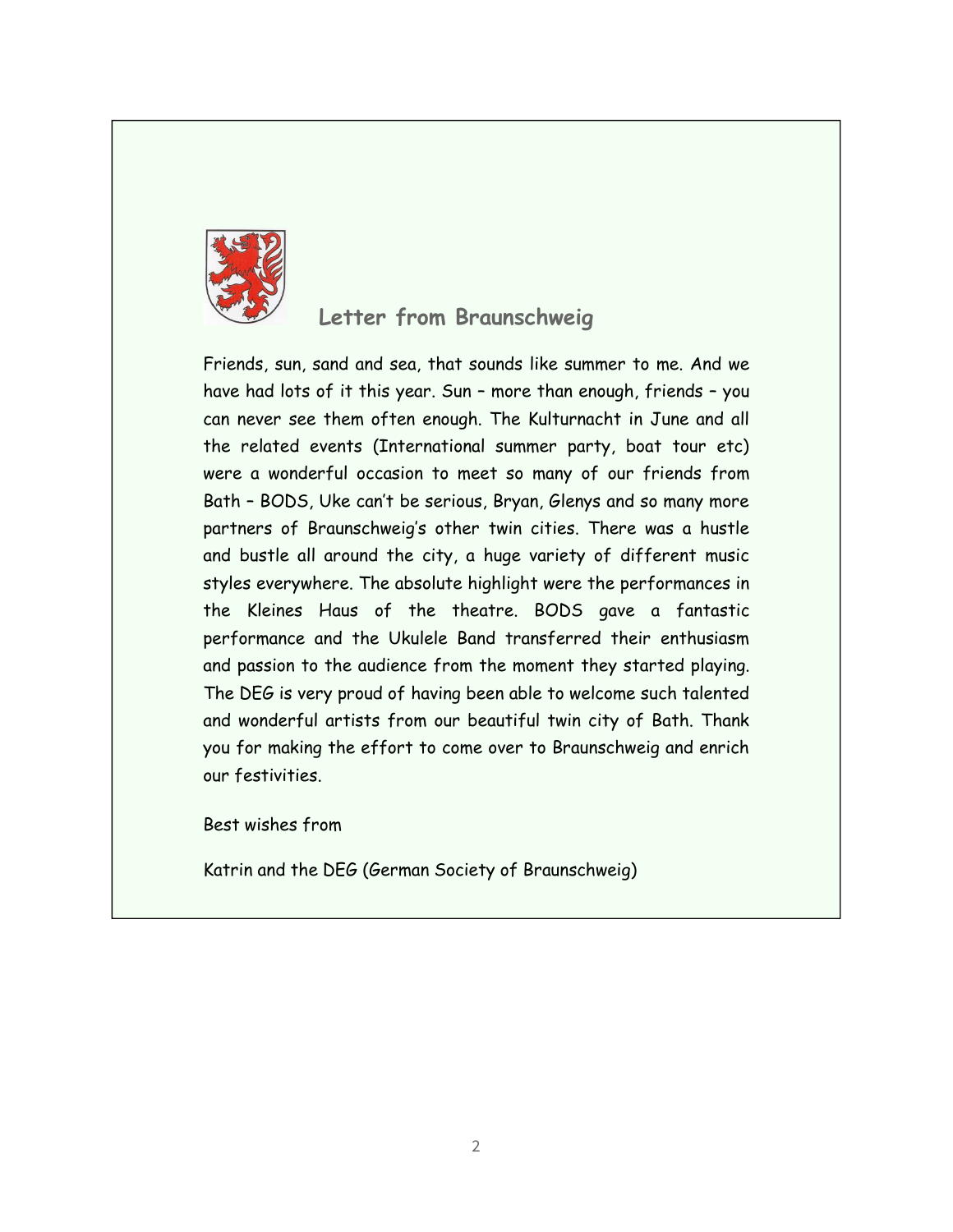## Letter from Braunschweig

Friends, sun, sand and sea, that sounds like summer to me. And we have had lots of it this year. Sun – more than enough, friends – you can never see them often enough. The Kulturnacht in June and all the related events (International summer party, boat tour etc) were a wonderful occasion to meet so many of our friends from Bath – BODS, Uke can't be serious, Bryan, Glenys and so many more partners of Braunschweig's other twin cities. There was a hustle and bustle all around the city, a huge variety of different music styles everywhere. The absolute highlight were the performances in the Kleines Haus of the theatre. BODS gave a fantastic performance and the Ukulele Band transferred their enthusiasm and passion to the audience from the moment they started playing. The DEG is very proud of having been able to welcome such talented and wonderful artists from our beautiful twin city of Bath. Thank you for making the effort to come over to Braunschweig and enrich our festivities.

Best wishes from

Katrin and the DEG (German Society of Braunschweig)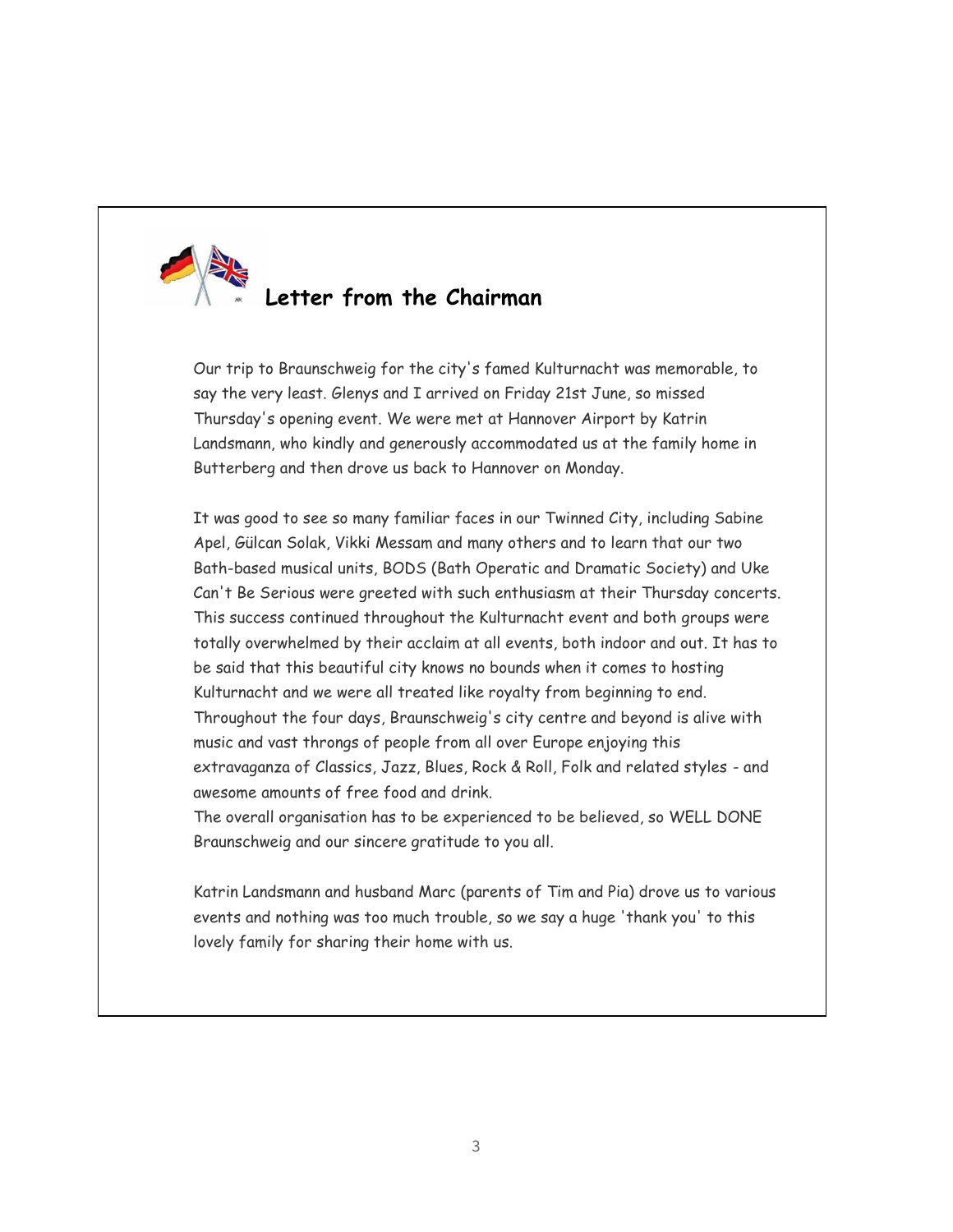## Letter from the Chairman

Our trip to Braunschweig for the city's famed Kulturnacht was memorable, to say the very least. Glenys and I arrived on Friday 21st June, so missed Thursday's opening event. We were met at Hannover Airport by Katrin Landsmann, who kindly and generously accommodated us at the family home in Butterberg and then drove us back to Hannover on Monday.

It was good to see so many familiar faces in our Twinned City, including Sabine Apel, Gülcan Solak, Vikki Messam and many others and to learn that our two Bath-based musical units, BODS (Bath Operatic and Dramatic Society) and Uke Can't Be Serious were greeted with such enthusiasm at their Thursday concerts. This success continued throughout the Kulturnacht event and both groups were totally overwhelmed by their acclaim at all events, both indoor and out. It has to be said that this beautiful city knows no bounds when it comes to hosting Kulturnacht and we were all treated like royalty from beginning to end. Throughout the four days, Braunschweig's city centre and beyond is alive with music and vast throngs of people from all over Europe enjoying this extravaganza of Classics, Jazz, Blues, Rock & Roll, Folk and related styles - and awesome amounts of free food and drink.
The overall organisation has to be experienced to be believed, so WELL DONE Braunschweig and our sincere gratitude to you all.

Katrin Landsmann and husband Marc (parents of Tim and Pia) drove us to various events and nothing was too much trouble, so we say a huge 'thank you' to this lovely family for sharing their home with us.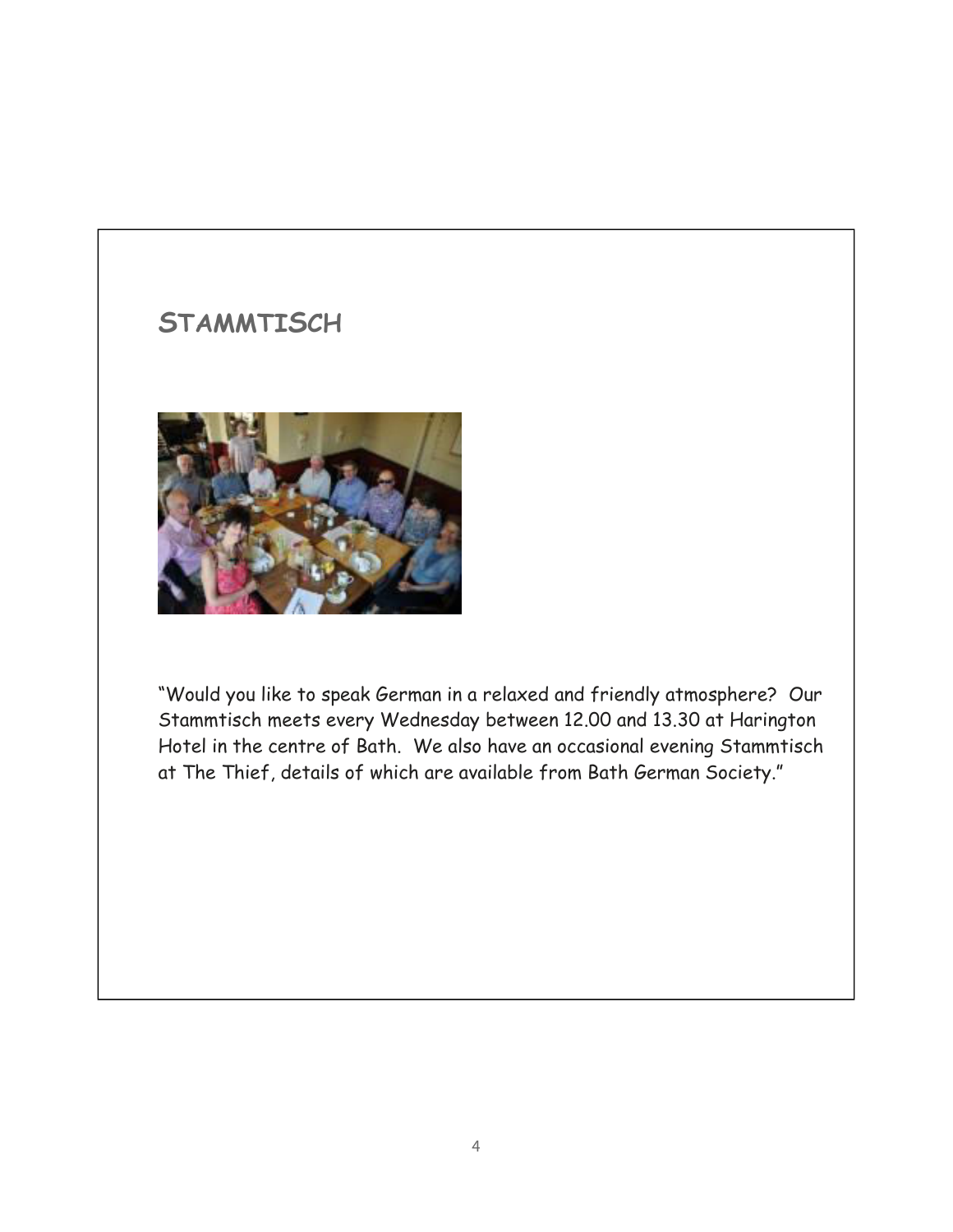## STAMMTISCH

"Would you like to speak German in a relaxed and friendly atmosphere? Our Stammtisch meets every Wednesday between 12.00 and 13.30 at Harington Hotel in the centre of Bath. We also have an occasional evening Stammtisch at The Thief, details of which are available from Bath German Society."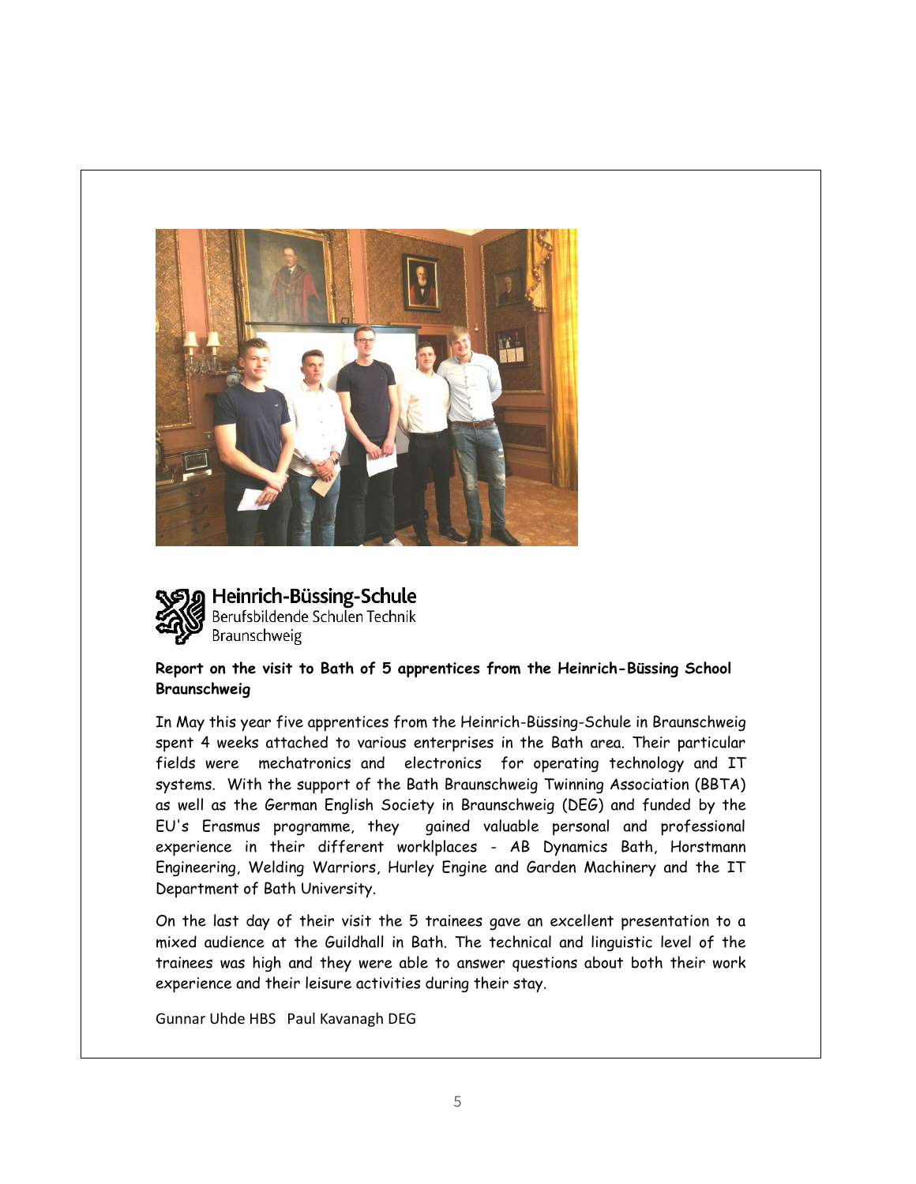Heinrich-Büssing-Schule
Berufsbildende Schulen Technik
Braunschweig

**Report on the visit to Bath of 5 apprentices from the Heinrich-Büssing School Braunschweig**

In May this year five apprentices from the Heinrich-Büssing-Schule in Braunschweig spent 4 weeks attached to various enterprises in the Bath area. Their particular fields were mechatronics and electronics for operating technology and IT systems. With the support of the Bath Braunschweig Twinning Association (BBTA) as well as the German English Society in Braunschweig (DEG) and funded by the EU's Erasmus programme, they gained valuable personal and professional experience in their different worklplaces - AB Dynamics Bath, Horstmann Engineering, Welding Warriors, Hurley Engine and Garden Machinery and the IT Department of Bath University.

On the last day of their visit the 5 trainees gave an excellent presentation to a mixed audience at the Guildhall in Bath. The technical and linguistic level of the trainees was high and they were able to answer questions about both their work experience and their leisure activities during their stay.

Gunnar Uhde HBS Paul Kavanagh DEG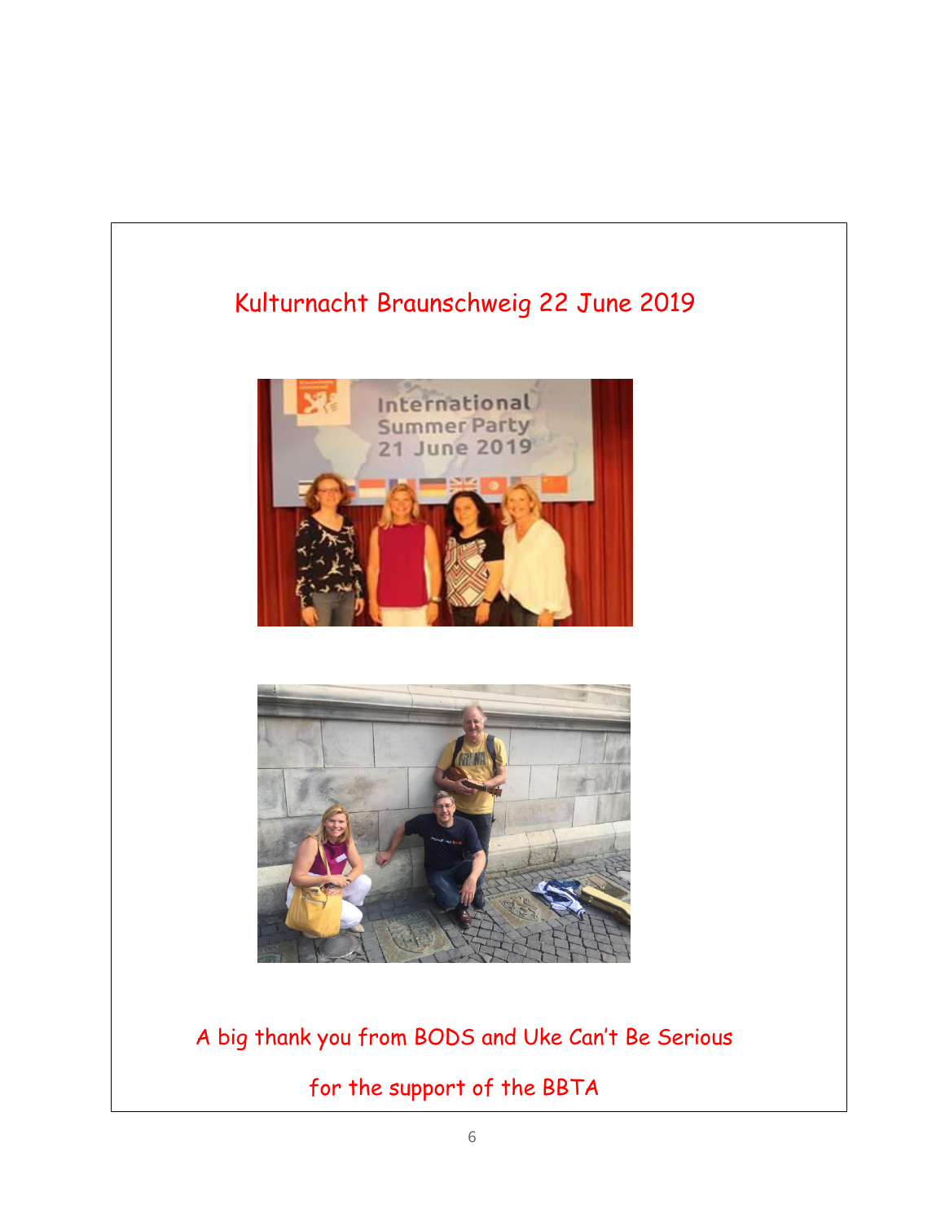Kulturnacht Braunschweig 22 June 2019

A big thank you from BODS and Uke Can't Be Serious

for the support of the BBTA